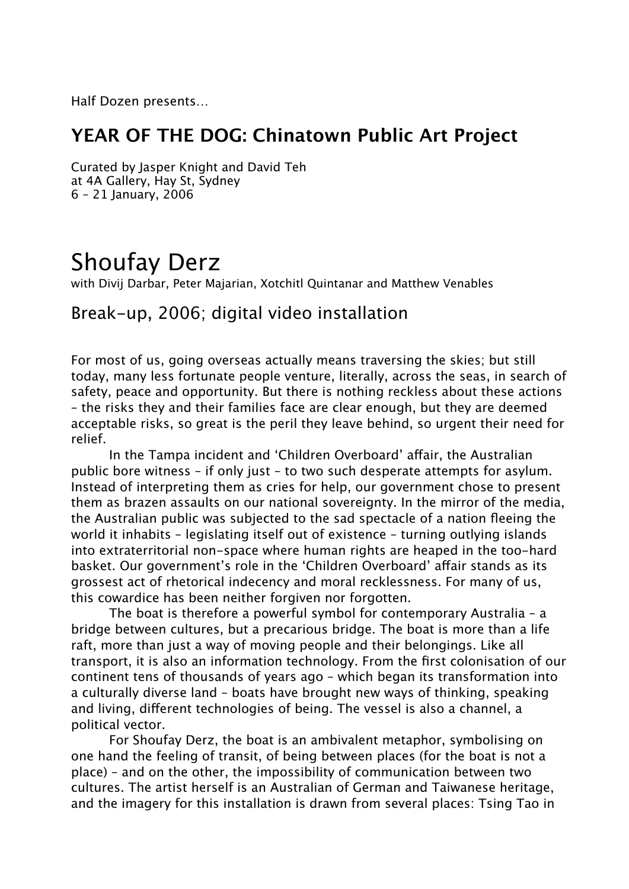Half Dozen presents…

## YEAR OF THE DOG: Chinatown Public Art Project

Curated by Jasper Knight and David Teh
at 4A Gallery, Hay St, Sydney
6 – 21 January, 2006

# Shoufay Derz

with Divij Darbar, Peter Majarian, Xotchitl Quintanar and Matthew Venables

### Break-up, 2006; digital video installation

For most of us, going overseas actually means traversing the skies; but still today, many less fortunate people venture, literally, across the seas, in search of safety, peace and opportunity. But there is nothing reckless about these actions – the risks they and their families face are clear enough, but they are deemed acceptable risks, so great is the peril they leave behind, so urgent their need for relief.

In the Tampa incident and 'Children Overboard' affair, the Australian public bore witness – if only just – to two such desperate attempts for asylum. Instead of interpreting them as cries for help, our government chose to present them as brazen assaults on our national sovereignty. In the mirror of the media, the Australian public was subjected to the sad spectacle of a nation fleeing the world it inhabits – legislating itself out of existence – turning outlying islands into extraterritorial non-space where human rights are heaped in the too-hard basket. Our government's role in the 'Children Overboard' affair stands as its grossest act of rhetorical indecency and moral recklessness. For many of us, this cowardice has been neither forgiven nor forgotten.

The boat is therefore a powerful symbol for contemporary Australia – a bridge between cultures, but a precarious bridge. The boat is more than a life raft, more than just a way of moving people and their belongings. Like all transport, it is also an information technology. From the first colonisation of our continent tens of thousands of years ago – which began its transformation into a culturally diverse land – boats have brought new ways of thinking, speaking and living, different technologies of being. The vessel is also a channel, a political vector.

For Shoufay Derz, the boat is an ambivalent metaphor, symbolising on one hand the feeling of transit, of being between places (for the boat is not a place) – and on the other, the impossibility of communication between two cultures. The artist herself is an Australian of German and Taiwanese heritage, and the imagery for this installation is drawn from several places: Tsing Tao in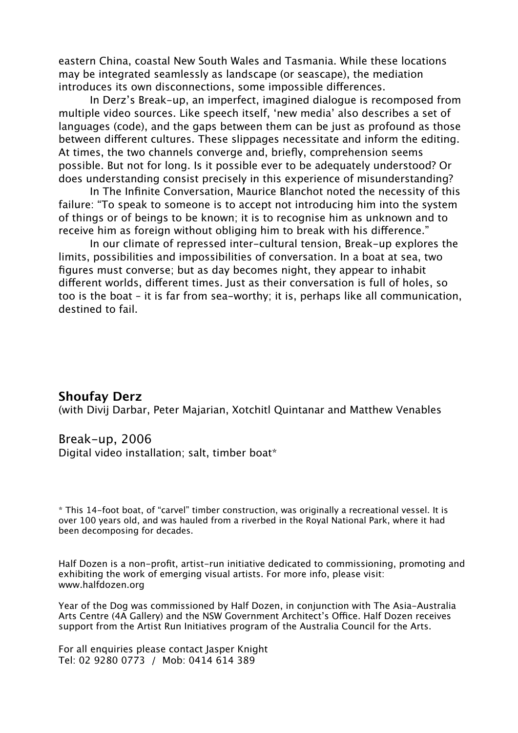eastern China, coastal New South Wales and Tasmania. While these locations may be integrated seamlessly as landscape (or seascape), the mediation introduces its own disconnections, some impossible differences.

In Derz's Break-up, an imperfect, imagined dialogue is recomposed from multiple video sources. Like speech itself, 'new media' also describes a set of languages (code), and the gaps between them can be just as profound as those between different cultures. These slippages necessitate and inform the editing. At times, the two channels converge and, briefly, comprehension seems possible. But not for long. Is it possible ever to be adequately understood? Or does understanding consist precisely in this experience of misunderstanding?

In The Infinite Conversation, Maurice Blanchot noted the necessity of this failure: "To speak to someone is to accept not introducing him into the system of things or of beings to be known; it is to recognise him as unknown and to receive him as foreign without obliging him to break with his difference."

In our climate of repressed inter-cultural tension, Break-up explores the limits, possibilities and impossibilities of conversation. In a boat at sea, two figures must converse; but as day becomes night, they appear to inhabit different worlds, different times. Just as their conversation is full of holes, so too is the boat – it is far from sea-worthy; it is, perhaps like all communication, destined to fail.

**Shoufay Derz**
(with Divij Darbar, Peter Majarian, Xotchitl Quintanar and Matthew Venables

Break-up, 2006
Digital video installation; salt, timber boat*

* This 14-foot boat, of "carvel" timber construction, was originally a recreational vessel. It is over 100 years old, and was hauled from a riverbed in the Royal National Park, where it had been decomposing for decades.

Half Dozen is a non-profit, artist-run initiative dedicated to commissioning, promoting and exhibiting the work of emerging visual artists. For more info, please visit: www.halfdozen.org

Year of the Dog was commissioned by Half Dozen, in conjunction with The Asia-Australia Arts Centre (4A Gallery) and the NSW Government Architect's Office. Half Dozen receives support from the Artist Run Initiatives program of the Australia Council for the Arts.

For all enquiries please contact Jasper Knight
Tel: 02 9280 0773 / Mob: 0414 614 389